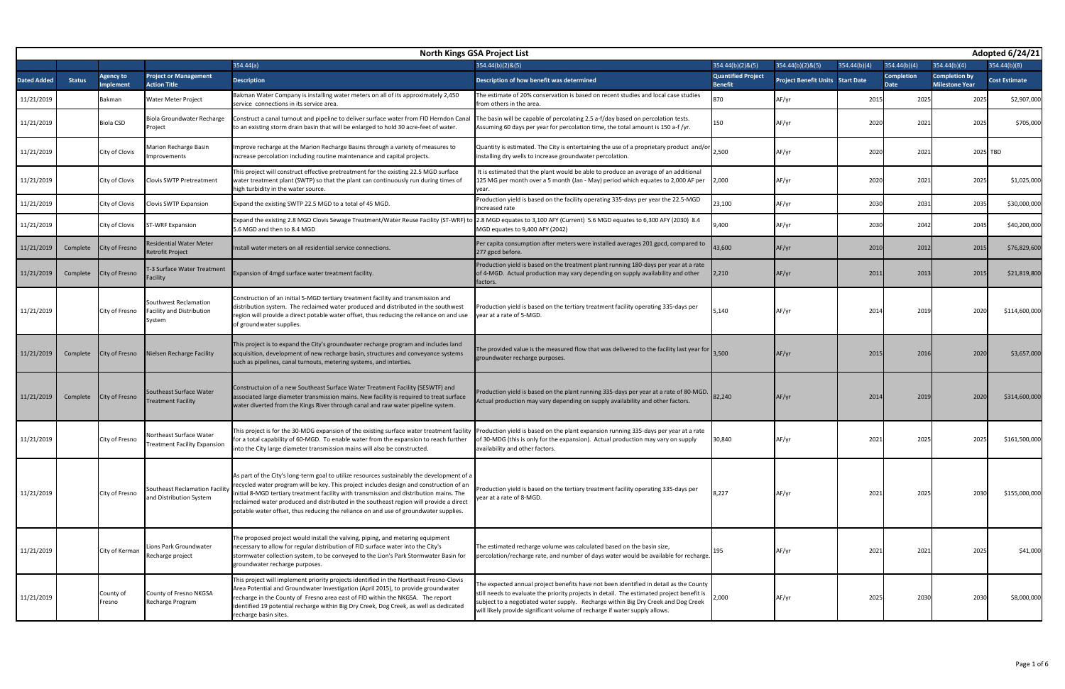# North Kings GSA Project List

**Adopted 6/24/21**

| | | | | 354.44(a) | 354.44(b)(2)&(5) | 354.44(b)(2)&(5) | 354.44(b)(2)&(5) | 354.44(b)(4) | 354.44(b)(4) | 354.44(b)(4) | 354.44(b)(8) |
|---|---|---|---|---|---|---|---|---|---|---|---|
| **Dated Added** | **Status** | **Agency to Implement** | **Project or Management Action Title** | **Description** | **Description of how benefit was determined** | **Quantified Project Benefit** | **Project Benefit Units** | **Start Date** | **Completion Date** | **Completion by Milestone Year** | **Cost Estimate** |
| 11/21/2019 | | Bakman | Water Meter Project | Bakman Water Company is installing water meters on all of its approximately 2,450 service connections in its service area. | The estimate of 20% conservation is based on recent studies and local case studies from others in the area. | 870 | AF/yr | 2015 | 2025 | 2025 | $2,907,000 |
| 11/21/2019 | | Biola CSD | Biola Groundwater Recharge Project | Construct a canal turnout and pipeline to deliver surface water from FID Herndon Canal to an existing storm drain basin that will be enlarged to hold 30 acre-feet of water. | The basin will be capable of percolating 2.5 a-f/day based on percolation tests. Assuming 60 days per year for percolation time, the total amount is 150 a-f /yr. | 150 | AF/yr | 2020 | 2021 | 2025 | $705,000 |
| 11/21/2019 | | City of Clovis | Marion Recharge Basin Improvements | Improve recharge at the Marion Recharge Basins through a variety of measures to increase percolation including routine maintenance and capital projects. | Quantity is estimated. The City is entertaining the use of a proprietary product and/or installing dry wells to increase groundwater percolation. | 2,500 | AF/yr | 2020 | 2021 | 2025 | TBD |
| 11/21/2019 | | City of Clovis | Clovis SWTP Pretreatment | This project will construct effective pretreatment for the existing 22.5 MGD surface water treatment plant (SWTP) so that the plant can continuously run during times of high turbidity in the water source. | It is estimated that the plant would be able to produce an average of an additional 125 MG per month over a 5 month (Jan - May) period which equates to 2,000 AF per year. | 2,000 | AF/yr | 2020 | 2021 | 2025 | $1,025,000 |
| 11/21/2019 | | City of Clovis | Clovis SWTP Expansion | Expand the existing SWTP 22.5 MGD to a total of 45 MGD. | Production yield is based on the facility operating 335-days per year the 22.5-MGD increased rate | 23,100 | AF/yr | 2030 | 2031 | 2035 | $30,000,000 |
| 11/21/2019 | | City of Clovis | ST-WRF Expansion | Expand the existing 2.8 MGD Clovis Sewage Treatment/Water Reuse Facility (ST-WRF) to 5.6 MGD and then to 8.4 MGD | 2.8 MGD equates to 3,100 AFY (Current) 5.6 MGD equates to 6,300 AFY (2030) 8.4 MGD equates to 9,400 AFY (2042) | 9,400 | AF/yr | 2030 | 2042 | 2045 | $40,200,000 |
| 11/21/2019 | Complete | City of Fresno | Residential Water Meter Retrofit Project | Install water meters on all residential service connections. | Per capita consumption after meters were installed averages 201 gpcd, compared to 277 gpcd before. | 43,600 | AF/yr | 2010 | 2012 | 2015 | $76,829,600 |
| 11/21/2019 | Complete | City of Fresno | T-3 Surface Water Treatment Facility | Expansion of 4mgd surface water treatment facility. | Production yield is based on the treatment plant running 180-days per year at a rate of 4-MGD. Actual production may vary depending on supply availability and other factors. | 2,210 | AF/yr | 2011 | 2013 | 2015 | $21,819,800 |
| 11/21/2019 | | City of Fresno | Southwest Reclamation Facility and Distribution System | Construction of an initial 5-MGD tertiary treatment facility and transmission and distribution system. The reclaimed water produced and distributed in the southwest region will provide a direct potable water offset, thus reducing the reliance on and use of groundwater supplies. | Production yield is based on the tertiary treatment facility operating 335-days per year at a rate of 5-MGD. | 5,140 | AF/yr | 2014 | 2019 | 2020 | $114,600,000 |
| 11/21/2019 | Complete | City of Fresno | Nielsen Recharge Facility | This project is to expand the City's groundwater recharge program and includes land acquisition, development of new recharge basin, structures and conveyance systems such as pipelines, canal turnouts, metering systems, and interties. | The provided value is the measured flow that was delivered to the facility last year for groundwater recharge purposes. | 3,500 | AF/yr | 2015 | 2016 | 2020 | $3,657,000 |
| 11/21/2019 | Complete | City of Fresno | Southeast Surface Water Treatment Facility | Constructuion of a new Southeast Surface Water Treatment Facility (SESWTF) and associated large diameter transmission mains. New facility is required to treat surface water diverted from the Kings River through canal and raw water pipeline system. | Production yield is based on the plant running 335-days per year at a rate of 80-MGD. Actual production may vary depending on supply availability and other factors. | 82,240 | AF/yr | 2014 | 2019 | 2020 | $314,600,000 |
| 11/21/2019 | | City of Fresno | Northeast Surface Water Treatment Facility Expansion | This project is for the 30-MDG expansion of the existing surface water treatment facility for a total capability of 60-MGD. To enable water from the expansion to reach further into the City large diameter transmission mains will also be constructed. | Production yield is based on the plant expansion running 335-days per year at a rate of 30-MDG (this is only for the expansion). Actual production may vary on supply availability and other factors. | 30,840 | AF/yr | 2021 | 2025 | 2025 | $161,500,000 |
| 11/21/2019 | | City of Fresno | Southeast Reclamation Facility and Distribution System | As part of the City's long-term goal to utilize resources sustainably the development of a recycled water program will be key. This project includes design and construction of an initial 8-MGD tertiary treatment facility with transmission and distribution mains. The reclaimed water produced and distributed in the southeast region will provide a direct potable water offset, thus reducing the reliance on and use of groundwater supplies. | Production yield is based on the tertiary treatment facility operating 335-days per year at a rate of 8-MGD. | 8,227 | AF/yr | 2021 | 2025 | 2030 | $155,000,000 |
| 11/21/2019 | | City of Kerman | Lions Park Groundwater Recharge project | The proposed project would install the valving, piping, and metering equipment necessary to allow for regular distribution of FID surface water into the City's stormwater collection system, to be conveyed to the Lion's Park Stormwater Basin for groundwater recharge purposes. | The estimated recharge volume was calculated based on the basin size, percolation/recharge rate, and number of days water would be available for recharge. | 195 | AF/yr | 2021 | 2021 | 2025 | $41,000 |
| 11/21/2019 | | County of Fresno | County of Fresno NKGSA Recharge Program | This project will implement priority projects identified in the Northeast Fresno-Clovis Area Potential and Groundwater Investigation (April 2015), to provide groundwater recharge in the County of Fresno area east of FID within the NKGSA. The report identified 19 potential recharge within Big Dry Creek, Dog Creek, as well as dedicated recharge basin sites. | The expected annual project benefits have not been identified in detail as the County still needs to evaluate the priority projects in detail. The estimated project benefit is subject to a negotiated water supply. Recharge within Big Dry Creek and Dog Creek will likely provide significant volume of recharge if water supply allows. | 2,000 | AF/yr | 2025 | 2030 | 2030 | $8,000,000 |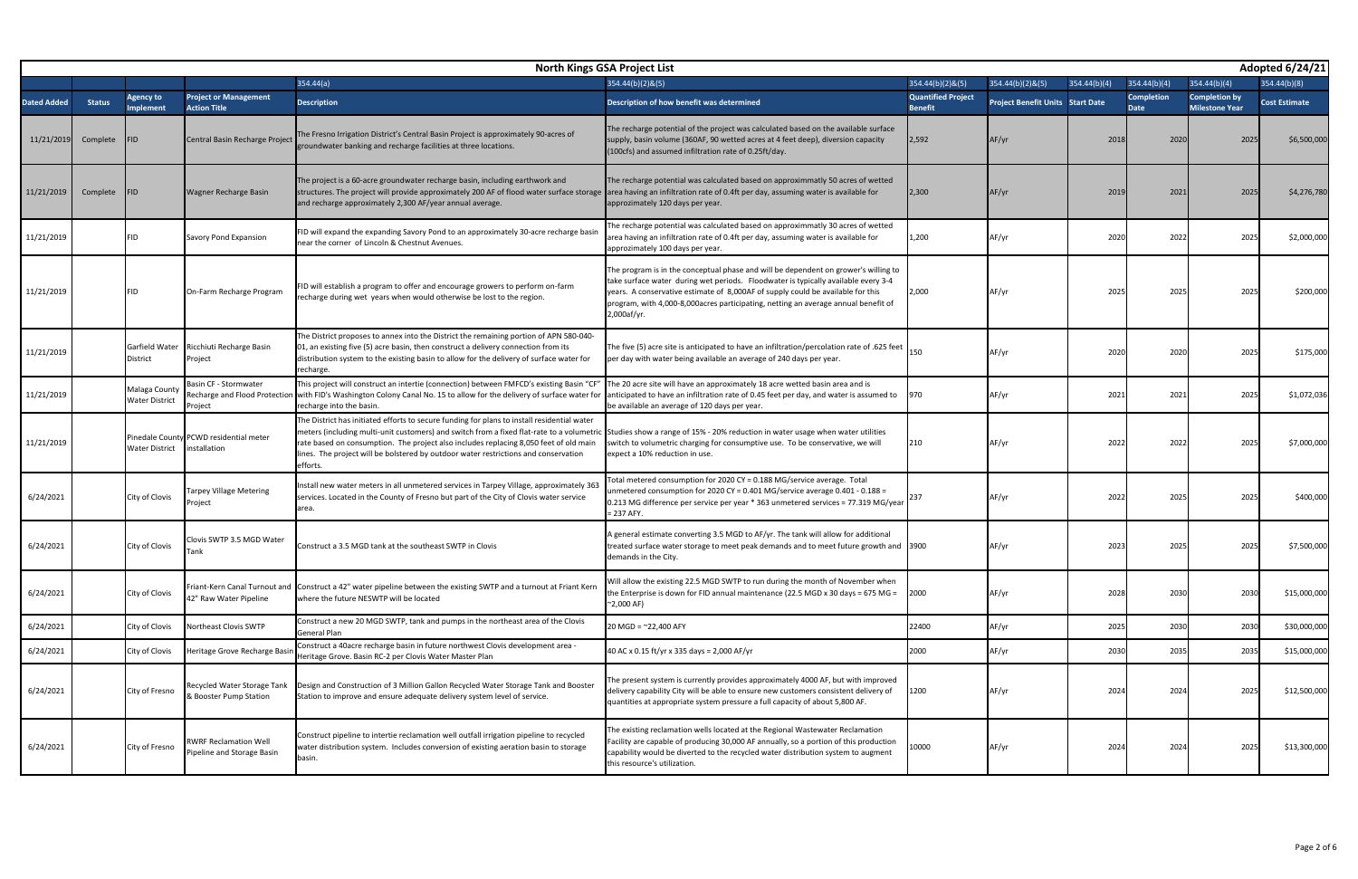# North Kings GSA Project List

**Adopted 6/24/21**

| | | | | 354.44(a) | 354.44(b)(2)&(5) | 354.44(b)(2)&(5) | 354.44(b)(2)&(5) | 354.44(b)(4) | 354.44(b)(4) | 354.44(b)(4) | 354.44(b)(8) |
|---|---|---|---|---|---|---|---|---|---|---|---|
| **Dated Added** | **Status** | **Agency to Implement** | **Project or Management Action Title** | **Description** | **Description of how benefit was determined** | **Quantified Project Benefit** | **Project Benefit Units** | **Start Date** | **Completion Date** | **Completion by Milestone Year** | **Cost Estimate** |
| 11/21/2019 | Complete | FID | Central Basin Recharge Project | The Fresno Irrigation District's Central Basin Project is approximately 90-acres of groundwater banking and recharge facilities at three locations. | The recharge potential of the project was calculated based on the available surface supply, basin volume (360AF, 90 wetted acres at 4 feet deep), diversion capacity (100cfs) and assumed infiltration rate of 0.25ft/day. | 2,592 | AF/yr | 2018 | 2020 | 2025 | $6,500,000 |
| 11/21/2019 | Complete | FID | Wagner Recharge Basin | The project is a 60-acre groundwater recharge basin, including earthwork and structures. The project will provide approximately 200 AF of flood water surface storage and recharge approximately 2,300 AF/year annual average. | The recharge potential was calculated based on approximmatly 50 acres of wetted area having an infiltration rate of 0.4ft per day, assuming water is available for approzimately 120 days per year. | 2,300 | AF/yr | 2019 | 2021 | 2025 | $4,276,780 |
| 11/21/2019 | | FID | Savory Pond Expansion | FID will expand the expanding Savory Pond to an approximately 30-acre recharge basin near the corner of Lincoln & Chestnut Avenues. | The recharge potential was calculated based on approximmatly 30 acres of wetted area having an infiltration rate of 0.4ft per day, assuming water is available for approximately 100 days per year. | 1,200 | AF/yr | 2020 | 2022 | 2025 | $2,000,000 |
| 11/21/2019 | | FID | On-Farm Recharge Program | FID will establish a program to offer and encourage growers to perform on-farm recharge during wet years when would otherwise be lost to the region. | The program is in the conceptual phase and will be dependent on grower's willing to take surface water during wet periods. Floodwater is typically available every 3-4 years. A conservative estimate of 8,000AF of supply could be available for this program, with 4,000-8,000acres participating, netting an average annual benefit of 2,000af/yr. | 2,000 | AF/yr | 2025 | 2025 | 2025 | $200,000 |
| 11/21/2019 | | Garfield Water District | Ricchiuti Recharge Basin Project | The District proposes to annex into the District the remaining portion of APN 580-040-01, an existing five (5) acre basin, then construct a delivery connection from its distribution system to the existing basin to allow for the delivery of surface water for recharge. | The five (5) acre site is anticipated to have an infiltration/percolation rate of .625 feet per day with water being available an average of 240 days per year. | 150 | AF/yr | 2020 | 2020 | 2025 | $175,000 |
| 11/21/2019 | | Malaga County Water District | Basin CF - Stormwater Recharge and Flood Protection Project | This project will construct an intertie (connection) between FMFCD's existing Basin "CF" with FID's Washington Colony Canal No. 15 to allow for the delivery of surface water for recharge into the basin. | The 20 acre site will have an approximately 18 acre wetted basin area and is anticipated to have an infiltration rate of 0.45 feet per day, and water is assumed to be available an average of 120 days per year. | 970 | AF/yr | 2021 | 2021 | 2025 | $1,072,036 |
| 11/21/2019 | | Pinedale County Water District | PCWD residential meter installation | The District has initiated efforts to secure funding for plans to install residential water meters (including multi-unit customers) and switch from a fixed flat-rate to a volumetric rate based on consumption. The project also includes replacing 8,050 feet of old main lines. The project will be bolstered by outdoor water restrictions and conservation efforts. | Studies show a range of 15% - 20% reduction in water usage when water utilities switch to volumetric charging for consumptive use. To be conservative, we will expect a 10% reduction in use. | 210 | AF/yr | 2022 | 2022 | 2025 | $7,000,000 |
| 6/24/2021 | | City of Clovis | Tarpey Village Metering Project | Install new water meters in all unmetered services in Tarpey Village, approximately 363 services. Located in the County of Fresno but part of the City of Clovis water service area. | Total metered consumption for 2020 CY = 0.188 MG/service average. Total unmetered consumption for 2020 CY = 0.401 MG/service average 0.401 - 0.188 = 0.213 MG difference per service per year * 363 unmetered services = 77.319 MG/year = 237 AFY. | 237 | AF/yr | 2022 | 2025 | 2025 | $400,000 |
| 6/24/2021 | | City of Clovis | Clovis SWTP 3.5 MGD Water Tank | Construct a 3.5 MGD tank at the southeast SWTP in Clovis | A general estimate converting 3.5 MGD to AF/yr. The tank will allow for additional treated surface water storage to meet peak demands and to meet future growth and demands in the City. | 3900 | AF/yr | 2023 | 2025 | 2025 | $7,500,000 |
| 6/24/2021 | | City of Clovis | Friant-Kern Canal Turnout and 42" Raw Water Pipeline | Construct a 42" water pipeline between the existing SWTP and a turnout at Friant Kern where the future NESWTP will be located | Will allow the existing 22.5 MGD SWTP to run during the month of November when the Enterprise is down for FID annual maintenance (22.5 MGD x 30 days = 675 MG = ~2,000 AF) | 2000 | AF/yr | 2028 | 2030 | 2030 | $15,000,000 |
| 6/24/2021 | | City of Clovis | Northeast Clovis SWTP | Construct a new 20 MGD SWTP, tank and pumps in the northeast area of the Clovis General Plan | 20 MGD = ~22,400 AFY | 22400 | AF/yr | 2025 | 2030 | 2030 | $30,000,000 |
| 6/24/2021 | | City of Clovis | Heritage Grove Recharge Basin | Construct a 40acre recharge basin in future northwest Clovis development area - Heritage Grove. Basin RC-2 per Clovis Water Master Plan | 40 AC x 0.15 ft/yr x 335 days = 2,000 AF/yr | 2000 | AF/yr | 2030 | 2035 | 2035 | $15,000,000 |
| 6/24/2021 | | City of Fresno | Recycled Water Storage Tank & Booster Pump Station | Design and Construction of 3 Million Gallon Recycled Water Storage Tank and Booster Station to improve and ensure adequate delivery system level of service. | The present system is currently provides approximately 4000 AF, but with improved delivery capability City will be able to ensure new customers consistent delivery of quantities at appropriate system pressure a full capacity of about 5,800 AF. | 1200 | AF/yr | 2024 | 2024 | 2025 | $12,500,000 |
| 6/24/2021 | | City of Fresno | RWRF Reclamation Well Pipeline and Storage Basin | Construct pipeline to intertie reclamation well outfall irrigation pipeline to recycled water distribution system. Includes conversion of existing aeration basin to storage basin. | The existing reclamation wells located at the Regional Wastewater Reclamation Facility are capable of producing 30,000 AF annually, so a portion of this production capability would be diverted to the recycled water distribution system to augment this resource's utilization. | 10000 | AF/yr | 2024 | 2024 | 2025 | $13,300,000 |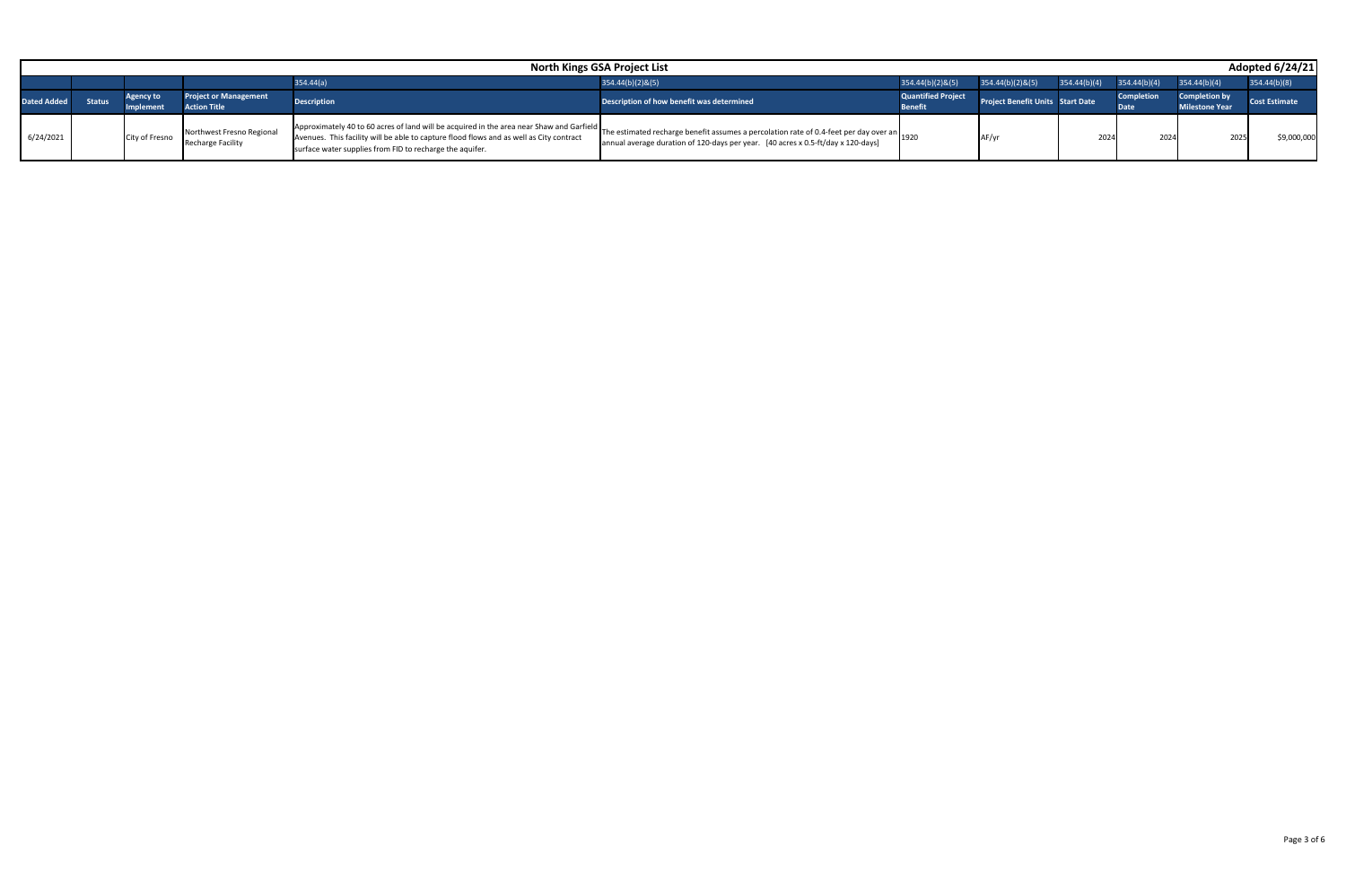| North Kings GSA Project List | | | | | | | | | | | Adopted 6/24/21 |
|---|---|---|---|---|---|---|---|---|---|---|---|
| | | | | 354.44(a) | 354.44(b)(2)&(5) | 354.44(b)(2)&(5) | 354.44(b)(2)&(5) | 354.44(b)(4) | 354.44(b)(4) | 354.44(b)(4) | 354.44(b)(8) |
| Dated Added | Status | Agency to Implement | Project or Management Action Title | Description | Description of how benefit was determined | Quantified Project Benefit | Project Benefit Units | Start Date | Completion Date | Completion by Milestone Year | Cost Estimate |
| 6/24/2021 | | City of Fresno | Northwest Fresno Regional Recharge Facility | Approximately 40 to 60 acres of land will be acquired in the area near Shaw and Garfield Avenues. This facility will be able to capture flood flows and as well as City contract surface water supplies from FID to recharge the aquifer. | The estimated recharge benefit assumes a percolation rate of 0.4-feet per day over an annual average duration of 120-days per year. [40 acres x 0.5-ft/day x 120-days] | 1920 | AF/yr | 2024 | 2024 | 2025 | $9,000,000 |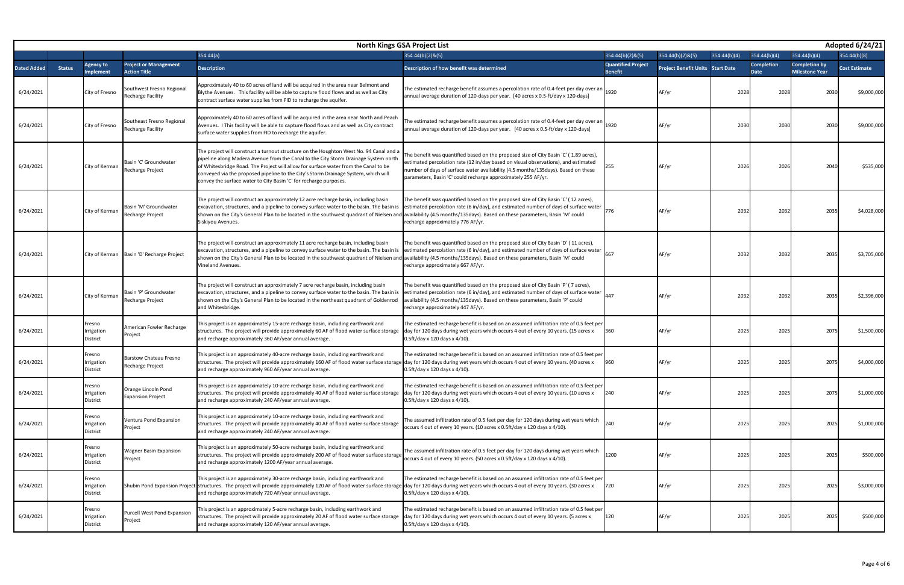| North Kings GSA Project List | | | | | | | | | | | | Adopted 6/24/21 |
|---|---|---|---|---|---|---|---|---|---|---|---|---|
| | | | | 354.44(a) | 354.44(b)(2)&(5) | 354.44(b)(2)&(5) | 354.44(b)(2)&(5) | 354.44(b)(4) | 354.44(b)(4) | 354.44(b)(4) | 354.44(b)(8) |
| **Dated Added** | **Status** | **Agency to Implement** | **Project or Management Action Title** | **Description** | **Description of how benefit was determined** | **Quantified Project Benefit** | **Project Benefit Units** | **Start Date** | **Completion Date** | **Completion by Milestone Year** | **Cost Estimate** |
| 6/24/2021 | | City of Fresno | Southwest Fresno Regional Recharge Facility | Approximately 40 to 60 acres of land will be acquired in the area near Belmont and Blythe Avenues. This facility will be able to capture flood flows and as well as City contract surface water supplies from FID to recharge the aquifer. | The estimated recharge benefit assumes a percolation rate of 0.4-feet per day over an annual average duration of 120-days per year. [40 acres x 0.5-ft/day x 120-days] | 1920 | AF/yr | 2028 | 2028 | 2030 | $9,000,000 |
| 6/24/2021 | | City of Fresno | Southeast Fresno Regional Recharge Facility | Approximately 40 to 60 acres of land will be acquired in the area near North and Peach Avenues. I This facility will be able to capture flood flows and as well as City contract surface water supplies from FID to recharge the aquifer. | The estimated recharge benefit assumes a percolation rate of 0.4-feet per day over an annual average duration of 120-days per year. [40 acres x 0.5-ft/day x 120-days] | 1920 | AF/yr | 2030 | 2030 | 2030 | $9,000,000 |
| 6/24/2021 | | City of Kerman | Basin 'C' Groundwater Recharge Project | The project will construct a turnout structure on the Houghton West No. 94 Canal and a pipeline along Madera Avenue from the Canal to the City Storm Drainage System north of Whitesbridge Road. The Project will allow for surface water from the Canal to be conveyed via the proposed pipeline to the City's Storm Drainage System, which will convey the surface water to City Basin 'C' for recharge purposes. | The benefit was quantified based on the proposed size of City Basin 'C' ( 1.89 acres), estimated percolation rate (12 in/day based on visual observations), and estimated number of days of surface water availability (4.5 months/135days). Based on these parameters, Basin 'C' could recharge approximately 255 AF/yr. | 255 | AF/yr | 2026 | 2026 | 2040 | $535,000 |
| 6/24/2021 | | City of Kerman | Basin 'M' Groundwater Recharge Project | The project will construct an approximately 12 acre recharge basin, including basin excavation, structures, and a pipeline to convey surface water to the basin. The basin is shown on the City's General Plan to be located in the southwest quadrant of Nielsen and Siskiyou Avenues. | The benefit was quantified based on the proposed size of City Basin 'C' ( 12 acres), estimated percolation rate (6 in/day), and estimated number of days of surface water availability (4.5 months/135days). Based on these parameters, Basin 'M' could recharge approximately 776 AF/yr. | 776 | AF/yr | 2032 | 2032 | 2035 | $4,028,000 |
| 6/24/2021 | | City of Kerman | Basin 'D' Recharge Project | The project will construct an approximately 11 acre recharge basin, including basin excavation, structures, and a pipeline to convey surface water to the basin. The basin is shown on the City's General Plan to be located in the southwest quadrant of Nielsen and Vineland Avenues. | The benefit was quantified based on the proposed size of City Basin 'D' ( 11 acres), estimated percolation rate (6 in/day), and estimated number of days of surface water availability (4.5 months/135days). Based on these parameters, Basin 'M' could recharge approximately 667 AF/yr. | 667 | AF/yr | 2032 | 2032 | 2035 | $3,705,000 |
| 6/24/2021 | | City of Kerman | Basin 'P' Groundwater Recharge Project | The project will construct an approximately 7 acre recharge basin, including basin excavation, structures, and a pipeline to convey surface water to the basin. The basin is shown on the City's General Plan to be located in the northeast quadrant of Goldenrod and Whitesbridge. | The benefit was quantified based on the proposed size of City Basin 'P' ( 7 acres), estimated percolation rate (6 in/day), and estimated number of days of surface water availability (4.5 months/135days). Based on these parameters, Basin 'P' could recharge approximately 447 AF/yr. | 447 | AF/yr | 2032 | 2032 | 2035 | $2,396,000 |
| 6/24/2021 | | Fresno Irrigation District | American Fowler Recharge Project | This project is an approximately 15-acre recharge basin, including earthwork and structures. The project will provide approximately 60 AF of flood water surface storage and recharge approximately 360 AF/year annual average. | The estimated recharge benefit is based on an assumed infiltration rate of 0.5 feet per day for 120 days during wet years which occurs 4 out of every 10 years. (15 acres x 0.5ft/day x 120 days x 4/10). | 360 | AF/yr | 2025 | 2025 | 2075 | $1,500,000 |
| 6/24/2021 | | Fresno Irrigation District | Barstow Chateau Fresno Recharge Project | This project is an approximately 40-acre recharge basin, including earthwork and structures. The project will provide approximately 160 AF of flood water surface storage and recharge approximately 960 AF/year annual average. | The estimated recharge benefit is based on an assumed infiltration rate of 0.5 feet per day for 120 days during wet years which occurs 4 out of every 10 years. (40 acres x 0.5ft/day x 120 days x 4/10). | 960 | AF/yr | 2025 | 2025 | 2075 | $4,000,000 |
| 6/24/2021 | | Fresno Irrigation District | Orange Lincoln Pond Expansion Project | This project is an approximately 10-acre recharge basin, including earthwork and structures. The project will provide approximately 40 AF of flood water surface storage and recharge approximately 240 AF/year annual average. | The estimated recharge benefit is based on an assumed infiltration rate of 0.5 feet per day for 120 days during wet years which occurs 4 out of every 10 years. (10 acres x 0.5ft/day x 120 days x 4/10). | 240 | AF/yr | 2025 | 2025 | 2075 | $1,000,000 |
| 6/24/2021 | | Fresno Irrigation District | Ventura Pond Expansion Project | This project is an approximately 10-acre recharge basin, including earthwork and structures. The project will provide approximately 40 AF of flood water surface storage and recharge approximately 240 AF/year annual average. | The assumed infiltration rate of 0.5 feet per day for 120 days during wet years which occurs 4 out of every 10 years. (10 acres x 0.5ft/day x 120 days x 4/10). | 240 | AF/yr | 2025 | 2025 | 2025 | $1,000,000 |
| 6/24/2021 | | Fresno Irrigation District | Wagner Basin Expansion Project | This project is an approximately 50-acre recharge basin, including earthwork and structures. The project will provide approximately 200 AF of flood water surface storage and recharge approximately 1200 AF/year annual average. | The assumed infiltration rate of 0.5 feet per day for 120 days during wet years which occurs 4 out of every 10 years. (50 acres x 0.5ft/day x 120 days x 4/10). | 1200 | AF/yr | 2025 | 2025 | 2025 | $500,000 |
| 6/24/2021 | | Fresno Irrigation District | Shubin Pond Expansion Project | This project is an approximately 30-acre recharge basin, including earthwork and structures. The project will provide approximately 120 AF of flood water surface storage and recharge approximately 720 AF/year annual average. | The estimated recharge benefit is based on an assumed infiltration rate of 0.5 feet per day for 120 days during wet years which occurs 4 out of every 10 years. (30 acres x 0.5ft/day x 120 days x 4/10). | 720 | AF/yr | 2025 | 2025 | 2025 | $3,000,000 |
| 6/24/2021 | | Fresno Irrigation District | Purcell West Pond Expansion Project | This project is an approximately 5-acre recharge basin, including earthwork and structures. The project will provide approximately 20 AF of flood water surface storage and recharge approximately 120 AF/year annual average. | The estimated recharge benefit is based on an assumed infiltration rate of 0.5 feet per day for 120 days during wet years which occurs 4 out of every 10 years. (5 acres x 0.5ft/day x 120 days x 4/10). | 120 | AF/yr | 2025 | 2025 | 2025 | $500,000 |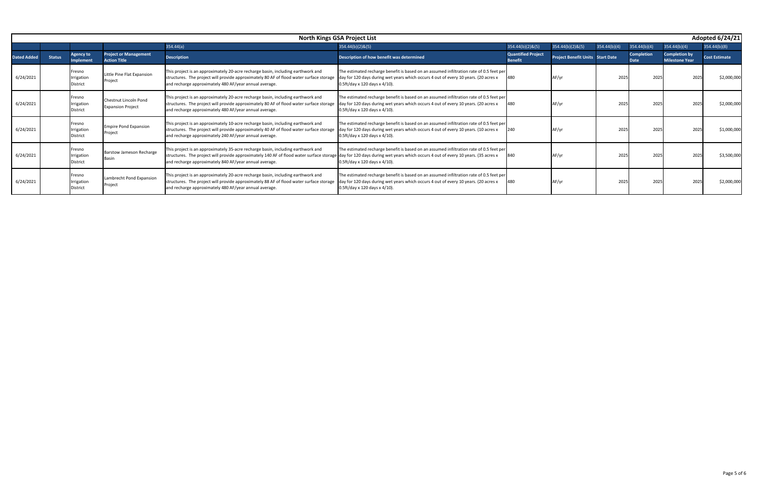| North Kings GSA Project List | | | | | | | | | | | Adopted 6/24/21 |
|---|---|---|---|---|---|---|---|---|---|---|---|
| | | | | 354.44(a) | 354.44(b)(2)&(5) | 354.44(b)(2)&(5) | 354.44(b)(2)&(5) | 354.44(b)(4) | 354.44(b)(4) | 354.44(b)(4) | 354.44(b)(8) |
| Dated Added | Status | Agency to Implement | Project or Management Action Title | Description | Description of how benefit was determined | Quantified Project Benefit | Project Benefit Units | Start Date | Completion Date | Completion by Milestone Year | Cost Estimate |
| 6/24/2021 | | Fresno Irrigation District | Little Pine Flat Expansion Project | This project is an approximately 20-acre recharge basin, including earthwork and structures. The project will provide approximately 80 AF of flood water surface storage and recharge approximately 480 AF/year annual average. | The estimated recharge benefit is based on an assumed infiltration rate of 0.5 feet per day for 120 days during wet years which occurs 4 out of every 10 years. (20 acres x 0.5ft/day x 120 days x 4/10). | 480 | AF/yr | 2025 | 2025 | 2025 | $2,000,000 |
| 6/24/2021 | | Fresno Irrigation District | Chestnut Lincoln Pond Expansion Project | This project is an approximately 20-acre recharge basin, including earthwork and structures. The project will provide approximately 80 AF of flood water surface storage and recharge approximately 480 AF/year annual average. | The estimated recharge benefit is based on an assumed infiltration rate of 0.5 feet per day for 120 days during wet years which occurs 4 out of every 10 years. (20 acres x 0.5ft/day x 120 days x 4/10). | 480 | AF/yr | 2025 | 2025 | 2025 | $2,000,000 |
| 6/24/2021 | | Fresno Irrigation District | Empire Pond Expansion Project | This project is an approximately 10-acre recharge basin, including earthwork and structures. The project will provide approximately 40 AF of flood water surface storage and recharge approximately 240 AF/year annual average. | The estimated recharge benefit is based on an assumed infiltration rate of 0.5 feet per day for 120 days during wet years which occurs 4 out of every 10 years. (10 acres x 0.5ft/day x 120 days x 4/10). | 240 | AF/yr | 2025 | 2025 | 2025 | $1,000,000 |
| 6/24/2021 | | Fresno Irrigation District | Barstow Jameson Recharge Basin | This project is an approximately 35-acre recharge basin, including earthwork and structures. The project will provide approximately 140 AF of flood water surface storage and recharge approximately 840 AF/year annual average. | The estimated recharge benefit is based on an assumed infiltration rate of 0.5 feet per day for 120 days during wet years which occurs 4 out of every 10 years. (35 acres x 0.5ft/day x 120 days x 4/10). | 840 | AF/yr | 2025 | 2025 | 2025 | $3,500,000 |
| 6/24/2021 | | Fresno Irrigation District | Lambrecht Pond Expansion Project | This project is an approximately 20-acre recharge basin, including earthwork and structures. The project will provide approximately 88 AF of flood water surface storage and recharge approximately 480 AF/year annual average. | The estimated recharge benefit is based on an assumed infiltration rate of 0.5 feet per day for 120 days during wet years which occurs 4 out of every 10 years. (20 acres x 0.5ft/day x 120 days x 4/10). | 480 | AF/yr | 2025 | 2025 | 2025 | $2,000,000 |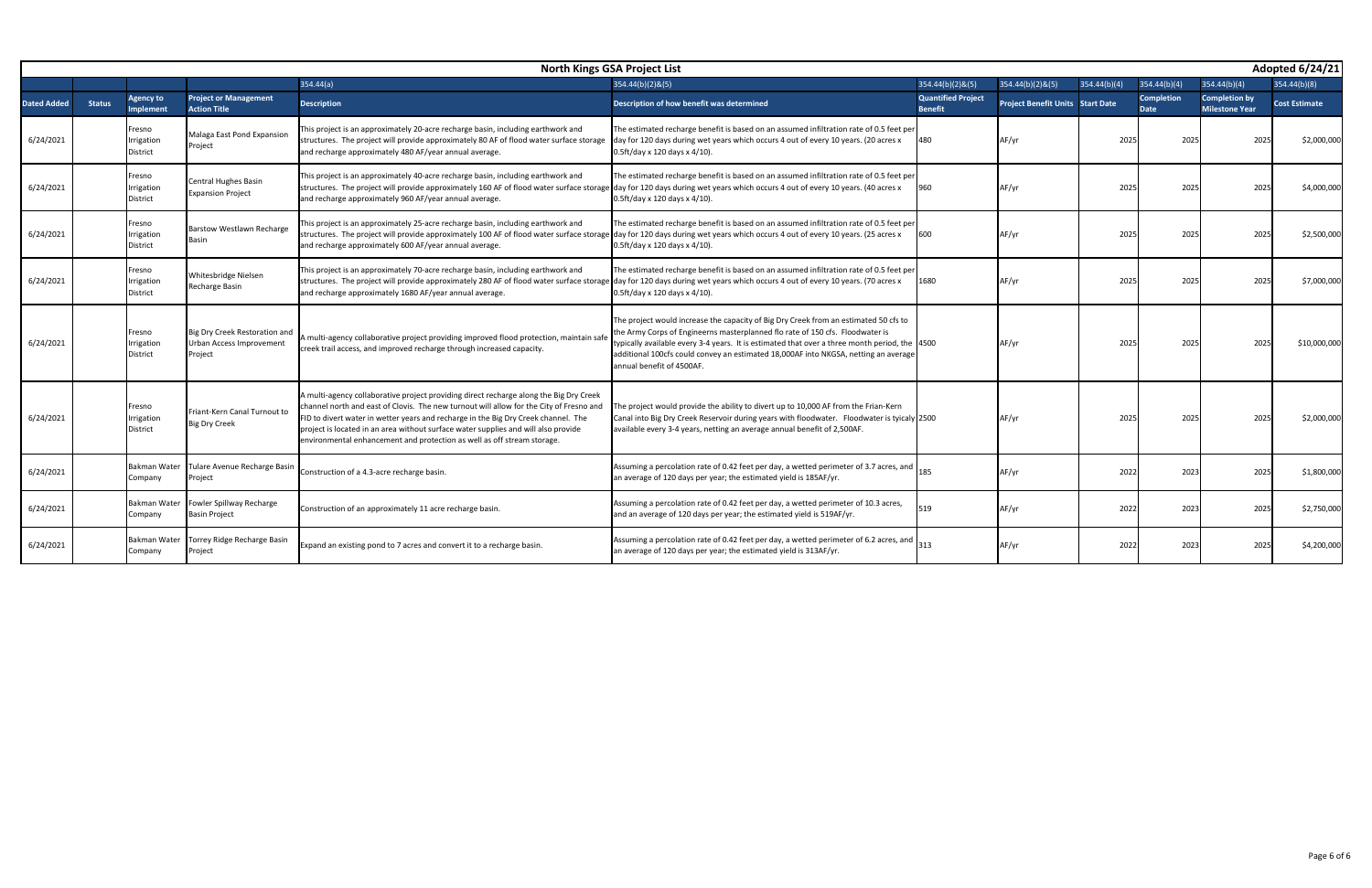| North Kings GSA Project List | | | | | | | | | | | | Adopted 6/24/21 |
|---|---|---|---|---|---|---|---|---|---|---|---|---|
| | | | | 354.44(a) | 354.44(b)(2)&(5) | 354.44(b)(2)&(5) | 354.44(b)(2)&(5) | 354.44(b)(4) | 354.44(b)(4) | 354.44(b)(4) | 354.44(b)(8) | |
| Dated Added | Status | Agency to Implement | Project or Management Action Title | Description | Description of how benefit was determined | Quantified Project Benefit | Project Benefit Units | Start Date | Completion Date | Completion by Milestone Year | Cost Estimate | |
| 6/24/2021 | | Fresno Irrigation District | Malaga East Pond Expansion Project | This project is an approximately 20-acre recharge basin, including earthwork and structures. The project will provide approximately 80 AF of flood water surface storage and recharge approximately 480 AF/year annual average. | The estimated recharge benefit is based on an assumed infiltration rate of 0.5 feet per day for 120 days during wet years which occurs 4 out of every 10 years. (20 acres x 0.5ft/day x 120 days x 4/10). | 480 | AF/yr | 2025 | 2025 | 2025 | $2,000,000 | |
| 6/24/2021 | | Fresno Irrigation District | Central Hughes Basin Expansion Project | This project is an approximately 40-acre recharge basin, including earthwork and structures. The project will provide approximately 160 AF of flood water surface storage and recharge approximately 960 AF/year annual average. | The estimated recharge benefit is based on an assumed infiltration rate of 0.5 feet per day for 120 days during wet years which occurs 4 out of every 10 years. (40 acres x 0.5ft/day x 120 days x 4/10). | 960 | AF/yr | 2025 | 2025 | 2025 | $4,000,000 | |
| 6/24/2021 | | Fresno Irrigation District | Barstow Westlawn Recharge Basin | This project is an approximately 25-acre recharge basin, including earthwork and structures. The project will provide approximately 100 AF of flood water surface storage and recharge approximately 600 AF/year annual average. | The estimated recharge benefit is based on an assumed infiltration rate of 0.5 feet per day for 120 days during wet years which occurs 4 out of every 10 years. (25 acres x 0.5ft/day x 120 days x 4/10). | 600 | AF/yr | 2025 | 2025 | 2025 | $2,500,000 | |
| 6/24/2021 | | Fresno Irrigation District | Whitesbridge Nielsen Recharge Basin | This project is an approximately 70-acre recharge basin, including earthwork and structures. The project will provide approximately 280 AF of flood water surface storage and recharge approximately 1680 AF/year annual average. | The estimated recharge benefit is based on an assumed infiltration rate of 0.5 feet per day for 120 days during wet years which occurs 4 out of every 10 years. (70 acres x 0.5ft/day x 120 days x 4/10). | 1680 | AF/yr | 2025 | 2025 | 2025 | $7,000,000 | |
| 6/24/2021 | | Fresno Irrigation District | Big Dry Creek Restoration and Urban Access Improvement Project | A multi-agency collaborative project providing improved flood protection, maintain safe creek trail access, and improved recharge through increased capacity. | The project would increase the capacity of Big Dry Creek from an estimated 50 cfs to the Army Corps of Engineerns masterplanned flo rate of 150 cfs. Floodwater is typically available every 3-4 years. It is estimated that over a three month period, the additional 100cfs could convey an estimated 18,000AF into NKGSA, netting an average annual benefit of 4500AF. | 4500 | AF/yr | 2025 | 2025 | 2025 | $10,000,000 | |
| 6/24/2021 | | Fresno Irrigation District | Friant-Kern Canal Turnout to Big Dry Creek | A multi-agency collaborative project providing direct recharge along the Big Dry Creek channel north and east of Clovis. The new turnout will allow for the City of Fresno and FID to divert water in wetter years and recharge in the Big Dry Creek channel. The project is located in an area without surface water supplies and will also provide environmental enhancement and protection as well as off stream storage. | The project would provide the ability to divert up to 10,000 AF from the Frian-Kern Canal into Big Dry Creek Reservoir during years with floodwater. Floodwater is tyicaly available every 3-4 years, netting an average annual benefit of 2,500AF. | 2500 | AF/yr | 2025 | 2025 | 2025 | $2,000,000 | |
| 6/24/2021 | | Bakman Water Company | Tulare Avenue Recharge Basin Project | Construction of a 4.3-acre recharge basin. | Assuming a percolation rate of 0.42 feet per day, a wetted perimeter of 3.7 acres, and an average of 120 days per year; the estimated yield is 185AF/yr. | 185 | AF/yr | 2022 | 2023 | 2025 | $1,800,000 | |
| 6/24/2021 | | Bakman Water Company | Fowler Spillway Recharge Basin Project | Construction of an approximately 11 acre recharge basin. | Assuming a percolation rate of 0.42 feet per day, a wetted perimeter of 10.3 acres, and an average of 120 days per year; the estimated yield is 519AF/yr. | 519 | AF/yr | 2022 | 2023 | 2025 | $2,750,000 | |
| 6/24/2021 | | Bakman Water Company | Torrey Ridge Recharge Basin Project | Expand an existing pond to 7 acres and convert it to a recharge basin. | Assuming a percolation rate of 0.42 feet per day, a wetted perimeter of 6.2 acres, and an average of 120 days per year; the estimated yield is 313AF/yr. | 313 | AF/yr | 2022 | 2023 | 2025 | $4,200,000 | |